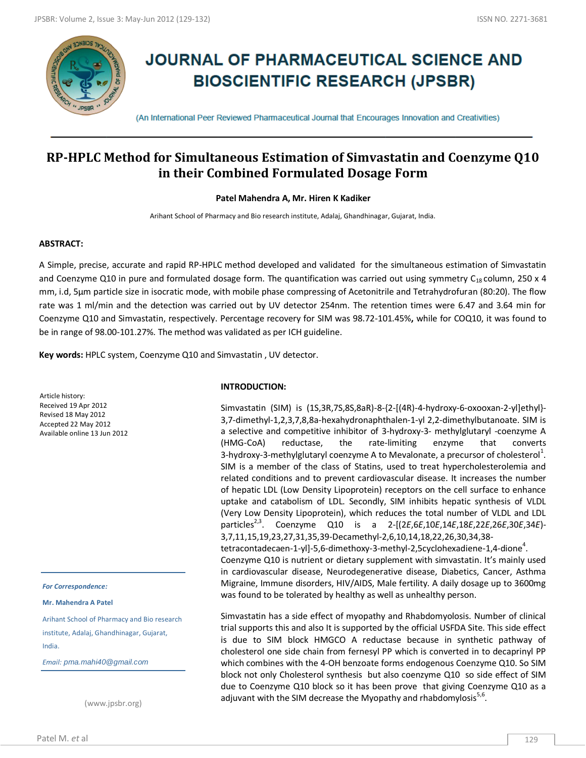# JOURNAL OF PHARMACEUTICAL SCIENCE AND BIOSCIENTIFIC RESEARCH (JPSBR)

(An International Peer Reviewed Pharmaceutical Journal that Encourages Innovation and Creativities)

## RP-HPLC Method for Simultaneous Estimation of Simvastatin and Coenzyme Q10 in their Combined Formulated Dosage Form

**Patel Mahendra A, Mr. Hiren K Kadiker**

Arihant School of Pharmacy and Bio research institute, Adalaj, Ghandhinagar, Gujarat, India.

### ABSTRACT:

A Simple, precise, accurate and rapid RP-HPLC method developed and validated for the simultaneous estimation of Simvastatin and Coenzyme Q10 in pure and formulated dosage form. The quantification was carried out using symmetry $C_{18}$ column, 250 x 4 mm, i.d, 5µm particle size in isocratic mode, with mobile phase compressing of Acetonitrile and Tetrahydrofuran (80:20). The flow rate was 1 ml/min and the detection was carried out by UV detector 254nm. The retention times were 6.47 and 3.64 min for Coenzyme Q10 and Simvastatin, respectively. Percentage recovery for SIM was 98.72-101.45%**,** while for COQ10, it was found to be in range of 98.00-101.27%. The method was validated as per ICH guideline.

**Key words:** HPLC system, Coenzyme Q10 and Simvastatin , UV detector.

Article history:
Received 19 Apr 2012
Revised 18 May 2012
Accepted 22 May 2012
Available online 13 Jun 2012

*For Correspondence:*

**Mr. Mahendra A Patel**

Arihant School of Pharmacy and Bio research institute, Adalaj, Ghandhinagar, Gujarat, India.

*Email:* pma.mahi40@gmail.com

(www.jpsbr.org)

### INTRODUCTION:

Simvastatin (SIM) is (1S,3R,7S,8S,8aR)-8-{2-[(4R)-4-hydroxy-6-oxooxan-2-yl]ethyl}-3,7-dimethyl-1,2,3,7,8,8a-hexahydronaphthalen-1-yl 2,2-dimethylbutanoate. SIM is a selective and competitive inhibitor of 3-hydroxy-3- methylglutaryl -coenzyme A (HMG-CoA) reductase, the rate-limiting enzyme that converts 3-hydroxy-3-methylglutaryl coenzyme A to Mevalonate, a precursor of cholesterol[1]. SIM is a member of the class of Statins, used to treat hypercholesterolemia and related conditions and to prevent cardiovascular disease. It increases the number of hepatic LDL (Low Density Lipoprotein) receptors on the cell surface to enhance uptake and catabolism of LDL. Secondly, SIM inhibits hepatic synthesis of VLDL (Very Low Density Lipoprotein), which reduces the total number of VLDL and LDL particles[2,3]. Coenzyme Q10 is a 2-[(2*E*,6*E*,10*E*,14*E*,18*E*,22*E*,26*E*,30*E*,34*E*)-3,7,11,15,19,23,27,31,35,39-Decamethyl-2,6,10,14,18,22,26,30,34,38-tetracontadecaen-1-yl]-5,6-dimethoxy-3-methyl-2,5cyclohexadiene-1,4-dione[4]. Coenzyme Q10 is nutrient or dietary supplement with simvastatin. It's mainly used in cardiovascular disease, Neurodegenerative disease, Diabetics, Cancer, Asthma Migraine, Immune disorders, HIV/AIDS, Male fertility. A daily dosage up to 3600mg was found to be tolerated by healthy as well as unhealthy person.

Simvastatin has a side effect of myopathy and Rhabdomyolosis. Number of clinical trial supports this and also It is supported by the official USFDA Site. This side effect is due to SIM block HMGCO A reductase because in synthetic pathway of cholesterol one side chain from fernesyl PP which is converted in to decaprinyl PP which combines with the 4-OH benzoate forms endogenous Coenzyme Q10. So SIM block not only Cholesterol synthesis but also coenzyme Q10 so side effect of SIM due to Coenzyme Q10 block so it has been prove that giving Coenzyme Q10 as a adjuvant with the SIM decrease the Myopathy and rhabdomyolysis[5,6].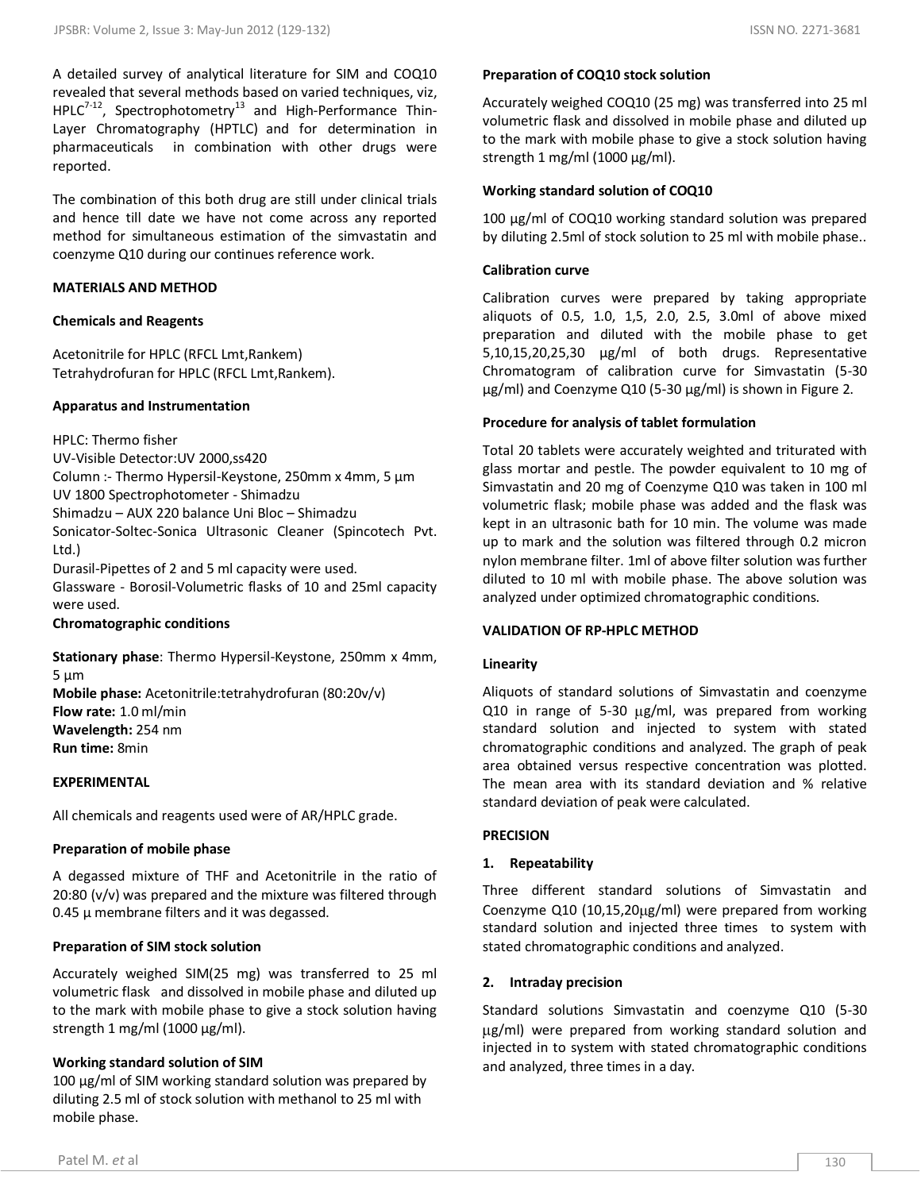A detailed survey of analytical literature for SIM and COQ10 revealed that several methods based on varied techniques, viz, HPLC[7-12], Spectrophotometry[13] and High-Performance Thin-Layer Chromatography (HPTLC) and for determination in pharmaceuticals in combination with other drugs were reported.

The combination of this both drug are still under clinical trials and hence till date we have not come across any reported method for simultaneous estimation of the simvastatin and coenzyme Q10 during our continues reference work.

## MATERIALS AND METHOD

### Chemicals and Reagents

Acetonitrile for HPLC (RFCL Lmt,Rankem)
Tetrahydrofuran for HPLC (RFCL Lmt,Rankem).

### Apparatus and Instrumentation

HPLC: Thermo fisher
UV-Visible Detector:UV 2000,ss420
Column :- Thermo Hypersil-Keystone, 250mm x 4mm, 5 μm
UV 1800 Spectrophotometer - Shimadzu
Shimadzu – AUX 220 balance Uni Bloc – Shimadzu
Sonicator-Soltec-Sonica Ultrasonic Cleaner (Spincotech Pvt. Ltd.)
Durasil-Pipettes of 2 and 5 ml capacity were used.
Glassware - Borosil-Volumetric flasks of 10 and 25ml capacity were used.

### Chromatographic conditions

**Stationary phase**: Thermo Hypersil-Keystone, 250mm x 4mm, 5 μm
**Mobile phase:** Acetonitrile:tetrahydrofuran (80:20v/v)
**Flow rate:** 1.0 ml/min
**Wavelength:** 254 nm
**Run time:** 8min

## EXPERIMENTAL

All chemicals and reagents used were of AR/HPLC grade.

### Preparation of mobile phase

A degassed mixture of THF and Acetonitrile in the ratio of 20:80 (v/v) was prepared and the mixture was filtered through 0.45 μ membrane filters and it was degassed.

### Preparation of SIM stock solution

Accurately weighed SIM(25 mg) was transferred to 25 ml volumetric flask and dissolved in mobile phase and diluted up to the mark with mobile phase to give a stock solution having strength 1 mg/ml (1000 μg/ml).

### Working standard solution of SIM

100 μg/ml of SIM working standard solution was prepared by diluting 2.5 ml of stock solution with methanol to 25 ml with mobile phase.

### Preparation of COQ10 stock solution

Accurately weighed COQ10 (25 mg) was transferred into 25 ml volumetric flask and dissolved in mobile phase and diluted up to the mark with mobile phase to give a stock solution having strength 1 mg/ml (1000 μg/ml).

### Working standard solution of COQ10

100 μg/ml of COQ10 working standard solution was prepared by diluting 2.5ml of stock solution to 25 ml with mobile phase..

### Calibration curve

Calibration curves were prepared by taking appropriate aliquots of 0.5, 1.0, 1,5, 2.0, 2.5, 3.0ml of above mixed preparation and diluted with the mobile phase to get 5,10,15,20,25,30 μg/ml of both drugs. Representative Chromatogram of calibration curve for Simvastatin (5-30 μg/ml) and Coenzyme Q10 (5-30 μg/ml) is shown in Figure 2.

### Procedure for analysis of tablet formulation

Total 20 tablets were accurately weighted and triturated with glass mortar and pestle. The powder equivalent to 10 mg of Simvastatin and 20 mg of Coenzyme Q10 was taken in 100 ml volumetric flask; mobile phase was added and the flask was kept in an ultrasonic bath for 10 min. The volume was made up to mark and the solution was filtered through 0.2 micron nylon membrane filter. 1ml of above filter solution was further diluted to 10 ml with mobile phase. The above solution was analyzed under optimized chromatographic conditions.

## VALIDATION OF RP-HPLC METHOD

### Linearity

Aliquots of standard solutions of Simvastatin and coenzyme Q10 in range of 5-30 μg/ml, was prepared from working standard solution and injected to system with stated chromatographic conditions and analyzed. The graph of peak area obtained versus respective concentration was plotted. The mean area with its standard deviation and % relative standard deviation of peak were calculated.

## PRECISION

### 1. Repeatability

Three different standard solutions of Simvastatin and Coenzyme Q10 (10,15,20μg/ml) were prepared from working standard solution and injected three times to system with stated chromatographic conditions and analyzed.

### 2. Intraday precision

Standard solutions Simvastatin and coenzyme Q10 (5-30 μg/ml) were prepared from working standard solution and injected in to system with stated chromatographic conditions and analyzed, three times in a day.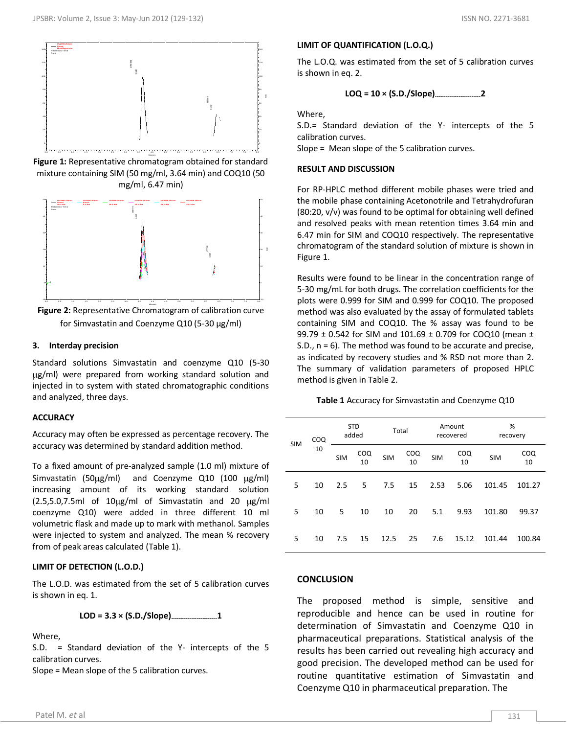**Figure 1:** Representative chromatogram obtained for standard mixture containing SIM (50 mg/ml, 3.64 min) and COQ10 (50 mg/ml, 6.47 min)

**Figure 2:** Representative Chromatogram of calibration curve for Simvastatin and Coenzyme Q10 (5-30 μg/ml)

### 3. Interday precision

Standard solutions Simvastatin and coenzyme Q10 (5-30 μg/ml) were prepared from working standard solution and injected in to system with stated chromatographic conditions and analyzed, three days.

### ACCURACY

Accuracy may often be expressed as percentage recovery. The accuracy was determined by standard addition method.

To a fixed amount of pre-analyzed sample (1.0 ml) mixture of Simvastatin (50μg/ml) and Coenzyme Q10 (100 μg/ml) increasing amount of its working standard solution (2.5,5.0,7.5ml of 10μg/ml of Simvastatin and 20 μg/ml coenzyme Q10) were added in three different 10 ml volumetric flask and made up to mark with methanol. Samples were injected to system and analyzed. The mean % recovery from of peak areas calculated (Table 1).

### LIMIT OF DETECTION (L.O.D.)

The L.O.D. was estimated from the set of 5 calibration curves is shown in eq. 1.

$$LOD = 3.3 \times (S.D./Slope) \quad \text{.......... 1}$$

Where,
S.D. = Standard deviation of the Y- intercepts of the 5 calibration curves.
Slope = Mean slope of the 5 calibration curves.

### LIMIT OF QUANTIFICATION (L.O.Q.)

The L.O.Q. was estimated from the set of 5 calibration curves is shown in eq. 2.

$$LOQ = 10 \times (S.D./Slope) \quad \text{.......... 2}$$

Where,
S.D.= Standard deviation of the Y- intercepts of the 5 calibration curves.
Slope = Mean slope of the 5 calibration curves.

### RESULT AND DISCUSSION

For RP-HPLC method different mobile phases were tried and the mobile phase containing Acetonotrile and Tetrahydrofuran (80:20, v/v) was found to be optimal for obtaining well defined and resolved peaks with mean retention times 3.64 min and 6.47 min for SIM and COQ10 respectively. The representative chromatogram of the standard solution of mixture is shown in Figure 1.

Results were found to be linear in the concentration range of 5-30 mg/mL for both drugs. The correlation coefficients for the plots were 0.999 for SIM and 0.999 for COQ10. The proposed method was also evaluated by the assay of formulated tablets containing SIM and COQ10. The % assay was found to be 99.79 ± 0.542 for SIM and 101.69 ± 0.709 for COQ10 (mean ± S.D., n = 6). The method was found to be accurate and precise, as indicated by recovery studies and % RSD not more than 2. The summary of validation parameters of proposed HPLC method is given in Table 2.

**Table 1** Accuracy for Simvastatin and Coenzyme Q10

| SIM | COQ 10 | STD added | | Total | | Amount recovered | | % recovery | |
|---|---|---|---|---|---|---|---|---|---|
| | | SIM | COQ 10 | SIM | COQ 10 | SIM | COQ 10 | SIM | COQ 10 |
| 5 | 10 | 2.5 | 5 | 7.5 | 15 | 2.53 | 5.06 | 101.45 | 101.27 |
| 5 | 10 | 5 | 10 | 10 | 20 | 5.1 | 9.93 | 101.80 | 99.37 |
| 5 | 10 | 7.5 | 15 | 12.5 | 25 | 7.6 | 15.12 | 101.44 | 100.84 |

### CONCLUSION

The proposed method is simple, sensitive and reproducible and hence can be used in routine for determination of Simvastatin and Coenzyme Q10 in pharmaceutical preparations. Statistical analysis of the results has been carried out revealing high accuracy and good precision. The developed method can be used for routine quantitative estimation of Simvastatin and Coenzyme Q10 in pharmaceutical preparation. The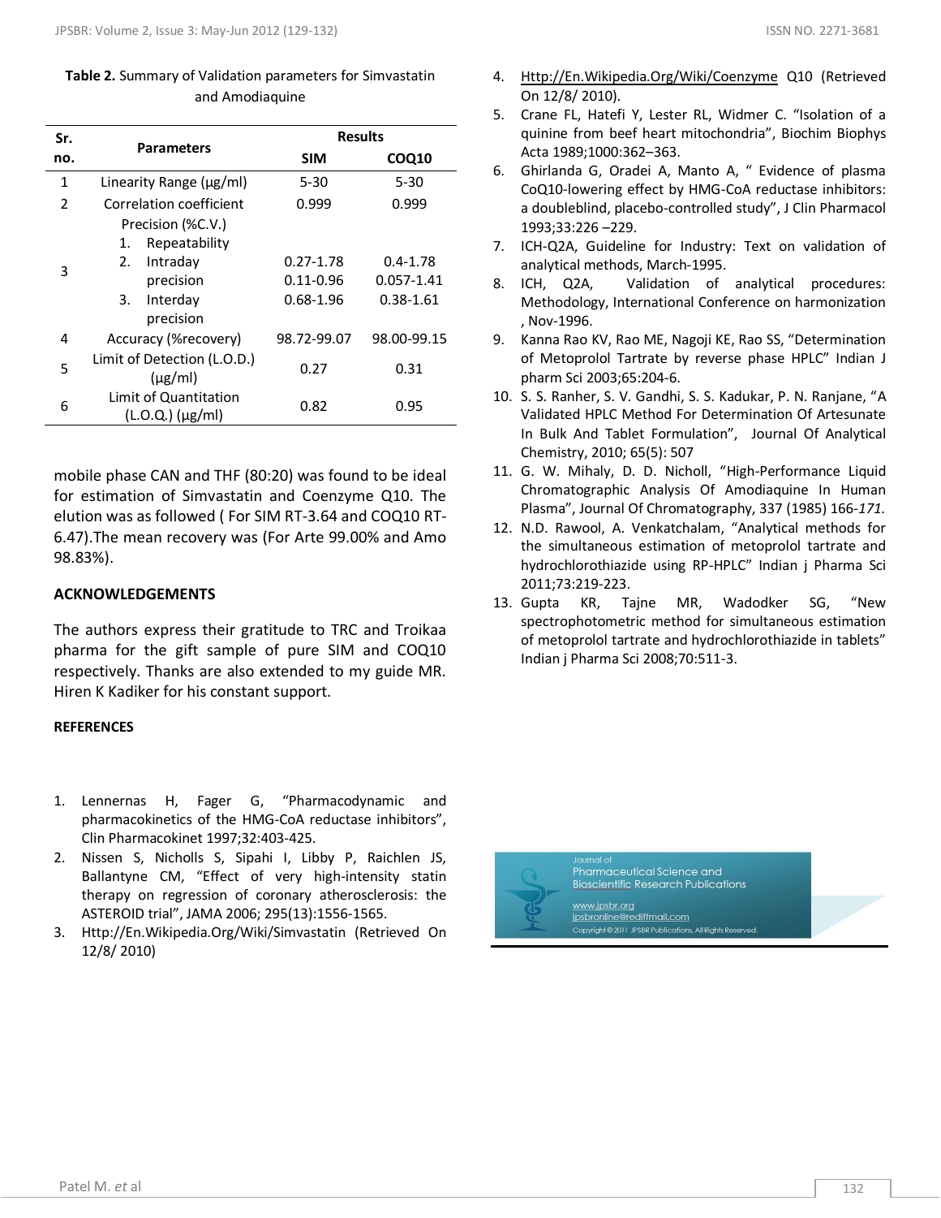**Table 2.** Summary of Validation parameters for Simvastatin and Amodiaquine

| Sr. no. | Parameters | Results | |
|---|---|---|---|
| | | SIM | COQ10 |
| 1 | Linearity Range (µg/ml) | 5-30 | 5-30 |
| 2 | Correlation coefficient | 0.999 | 0.999 |
| 3 | Precision (%C.V.) 1. Repeatability 2. Intraday precision 3. Interday precision | 0.27-1.78 0.11-0.96 0.68-1.96 | 0.4-1.78 0.057-1.41 0.38-1.61 |
| 4 | Accuracy (%recovery) | 98.72-99.07 | 98.00-99.15 |
| 5 | Limit of Detection (L.O.D.) (µg/ml) | 0.27 | 0.31 |
| 6 | Limit of Quantitation (L.O.Q.) (µg/ml) | 0.82 | 0.95 |

mobile phase CAN and THF (80:20) was found to be ideal for estimation of Simvastatin and Coenzyme Q10. The elution was as followed ( For SIM RT-3.64 and COQ10 RT-6.47).The mean recovery was (For Arte 99.00% and Amo 98.83%).

## ACKNOWLEDGEMENTS

The authors express their gratitude to TRC and Troikaa pharma for the gift sample of pure SIM and COQ10 respectively. Thanks are also extended to my guide MR. Hiren K Kadiker for his constant support.

## REFERENCES

1. Lennernas H, Fager G, "Pharmacodynamic and pharmacokinetics of the HMG-CoA reductase inhibitors", Clin Pharmacokinet 1997;32:403-425.
2. Nissen S, Nicholls S, Sipahi I, Libby P, Raichlen JS, Ballantyne CM, "Effect of very high-intensity statin therapy on regression of coronary atherosclerosis: the ASTEROID trial", JAMA 2006; 295(13):1556-1565.
3. Http://En.Wikipedia.Org/Wiki/Simvastatin (Retrieved On 12/8/ 2010)
4. Http://En.Wikipedia.Org/Wiki/Coenzyme Q10 (Retrieved On 12/8/ 2010).
5. Crane FL, Hatefi Y, Lester RL, Widmer C. "Isolation of a quinine from beef heart mitochondria", Biochim Biophys Acta 1989;1000:362–363.
6. Ghirlanda G, Oradei A, Manto A, " Evidence of plasma CoQ10-lowering effect by HMG-CoA reductase inhibitors: a doubleblind, placebo-controlled study", J Clin Pharmacol 1993;33:226 –229.
7. ICH-Q2A, Guideline for Industry: Text on validation of analytical methods, March-1995.
8. ICH, Q2A, Validation of analytical procedures: Methodology, International Conference on harmonization , Nov-1996.
9. Kanna Rao KV, Rao ME, Nagoji KE, Rao SS, "Determination of Metoprolol Tartrate by reverse phase HPLC" Indian J pharm Sci 2003;65:204-6.
10. S. S. Ranher, S. V. Gandhi, S. S. Kadukar, P. N. Ranjane, "A Validated HPLC Method For Determination Of Artesunate In Bulk And Tablet Formulation", Journal Of Analytical Chemistry, 2010; 65(5): 507
11. G. W. Mihaly, D. D. Nicholl, "High-Performance Liquid Chromatographic Analysis Of Amodiaquine In Human Plasma", Journal Of Chromatography, 337 (1985) 166-*171.*
12. N.D. Rawool, A. Venkatchalam, "Analytical methods for the simultaneous estimation of metoprolol tartrate and hydrochlorothiazide using RP-HPLC" Indian j Pharma Sci 2011;73:219-223.
13. Gupta KR, Tajne MR, Wadodker SG, "New spectrophotometric method for simultaneous estimation of metoprolol tartrate and hydrochlorothiazide in tablets" Indian j Pharma Sci 2008;70:511-3.